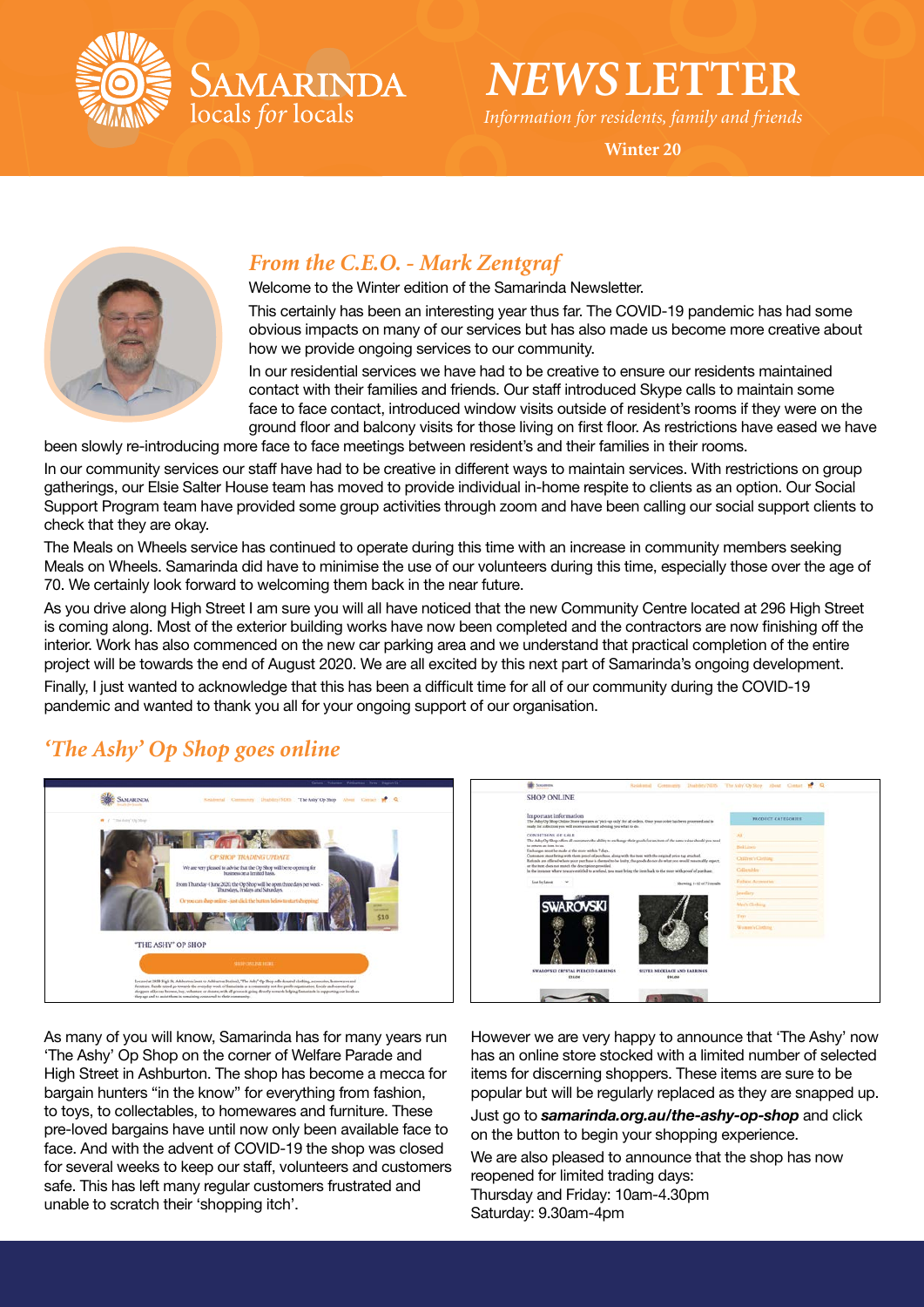# SAMARINDA locals *for* locals

# *NEWS* LETTER

*Information for residents, family and friends*

**Winter 20**

## *From the C.E.O. - Mark Zentgraf*

Welcome to the Winter edition of the Samarinda Newsletter.

This certainly has been an interesting year thus far. The COVID-19 pandemic has had some obvious impacts on many of our services but has also made us become more creative about how we provide ongoing services to our community.

In our residential services we have had to be creative to ensure our residents maintained contact with their families and friends. Our staff introduced Skype calls to maintain some face to face contact, introduced window visits outside of resident's rooms if they were on the ground floor and balcony visits for those living on first floor. As restrictions have eased we have been slowly re-introducing more face to face meetings between resident's and their families in their rooms.

In our community services our staff have had to be creative in different ways to maintain services. With restrictions on group gatherings, our Elsie Salter House team has moved to provide individual in-home respite to clients as an option. Our Social Support Program team have provided some group activities through zoom and have been calling our social support clients to check that they are okay.

The Meals on Wheels service has continued to operate during this time with an increase in community members seeking Meals on Wheels. Samarinda did have to minimise the use of our volunteers during this time, especially those over the age of 70. We certainly look forward to welcoming them back in the near future.

As you drive along High Street I am sure you will all have noticed that the new Community Centre located at 296 High Street is coming along. Most of the exterior building works have now been completed and the contractors are now finishing off the interior. Work has also commenced on the new car parking area and we understand that practical completion of the entire project will be towards the end of August 2020. We are all excited by this next part of Samarinda's ongoing development.

Finally, I just wanted to acknowledge that this has been a difficult time for all of our community during the COVID-19 pandemic and wanted to thank you all for your ongoing support of our organisation.

## *'The Ashy' Op Shop goes online*

As many of you will know, Samarinda has for many years run 'The Ashy' Op Shop on the corner of Welfare Parade and High Street in Ashburton. The shop has become a mecca for bargain hunters "in the know" for everything from fashion, to toys, to collectables, to homewares and furniture. These pre-loved bargains have until now only been available face to face. And with the advent of COVID-19 the shop was closed for several weeks to keep our staff, volunteers and customers safe. This has left many regular customers frustrated and unable to scratch their 'shopping itch'.

However we are very happy to announce that 'The Ashy' now has an online store stocked with a limited number of selected items for discerning shoppers. These items are sure to be popular but will be regularly replaced as they are snapped up.

Just go to ***samarinda.org.au/the-ashy-op-shop*** and click on the button to begin your shopping experience.

We are also pleased to announce that the shop has now reopened for limited trading days:
Thursday and Friday: 10am-4.30pm
Saturday: 9.30am-4pm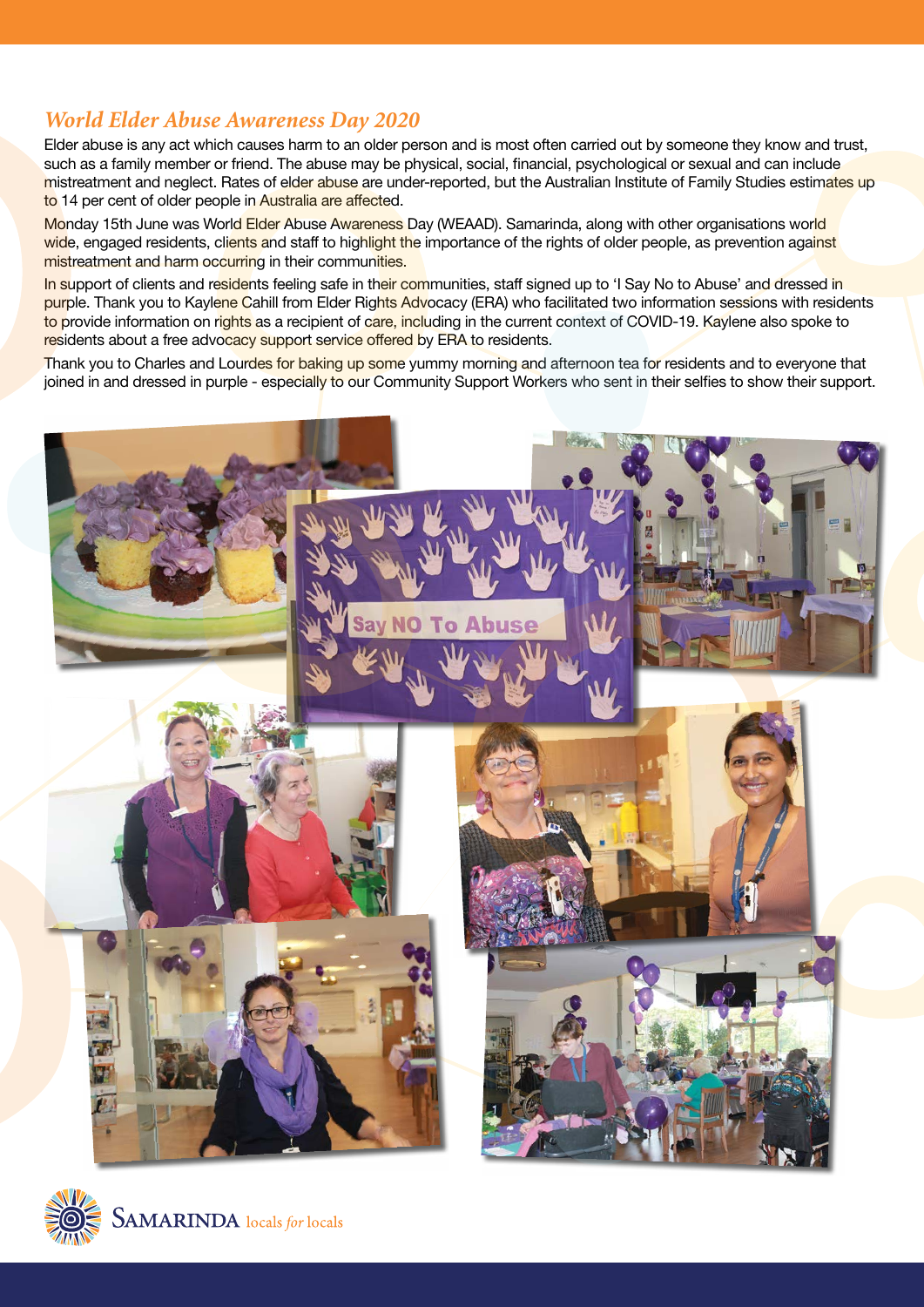## *World Elder Abuse Awareness Day 2020*

Elder abuse is any act which causes harm to an older person and is most often carried out by someone they know and trust, such as a family member or friend. The abuse may be physical, social, financial, psychological or sexual and can include mistreatment and neglect. Rates of elder abuse are under-reported, but the Australian Institute of Family Studies estimates up to 14 per cent of older people in Australia are affected.

Monday 15th June was World Elder Abuse Awareness Day (WEAAD). Samarinda, along with other organisations world wide, engaged residents, clients and staff to highlight the importance of the rights of older people, as prevention against mistreatment and harm occurring in their communities.

In support of clients and residents feeling safe in their communities, staff signed up to 'I Say No to Abuse' and dressed in purple. Thank you to Kaylene Cahill from Elder Rights Advocacy (ERA) who facilitated two information sessions with residents to provide information on rights as a recipient of care, including in the current context of COVID-19. Kaylene also spoke to residents about a free advocacy support service offered by ERA to residents.

Thank you to Charles and Lourdes for baking up some yummy morning and afternoon tea for residents and to everyone that joined in and dressed in purple - especially to our Community Support Workers who sent in their selfies to show their support.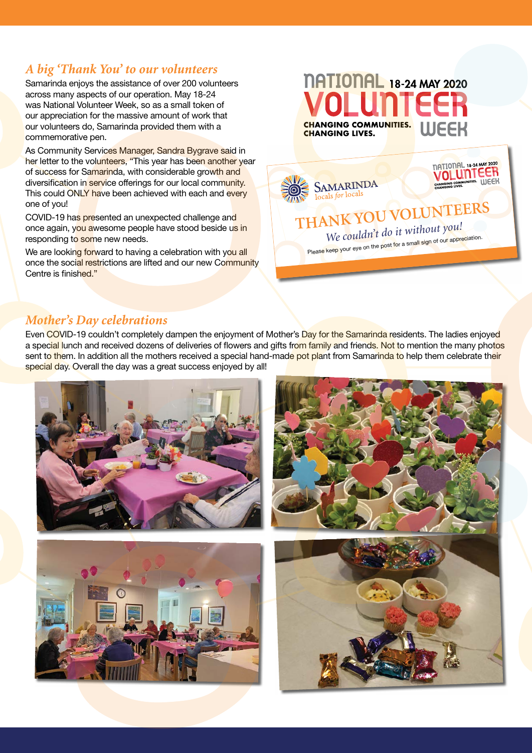## *A big 'Thank You' to our volunteers*

Samarinda enjoys the assistance of over 200 volunteers across many aspects of our operation. May 18-24 was National Volunteer Week, so as a small token of our appreciation for the massive amount of work that our volunteers do, Samarinda provided them with a commemorative pen.

As Community Services Manager, Sandra Bygrave said in her letter to the volunteers, "This year has been another year of success for Samarinda, with considerable growth and diversification in service offerings for our local community. This could ONLY have been achieved with each and every one of you!

COVID-19 has presented an unexpected challenge and once again, you awesome people have stood beside us in responding to some new needs.

We are looking forward to having a celebration with you all once the social restrictions are lifted and our new Community Centre is finished."

NATIONAL VOLUNTEER WEEK 18-24 MAY 2020
CHANGING COMMUNITIES. CHANGING LIVES.

SAMARINDA locals for locals

THANK YOU VOLUNTEERS
*We couldn't do it without you!*
Please keep your eye on the post for a small sign of our appreciation.

## *Mother's Day celebrations*

Even COVID-19 couldn't completely dampen the enjoyment of Mother's Day for the Samarinda residents. The ladies enjoyed a special lunch and received dozens of deliveries of flowers and gifts from family and friends. Not to mention the many photos sent to them. In addition all the mothers received a special hand-made pot plant from Samarinda to help them celebrate their special day. Overall the day was a great success enjoyed by all!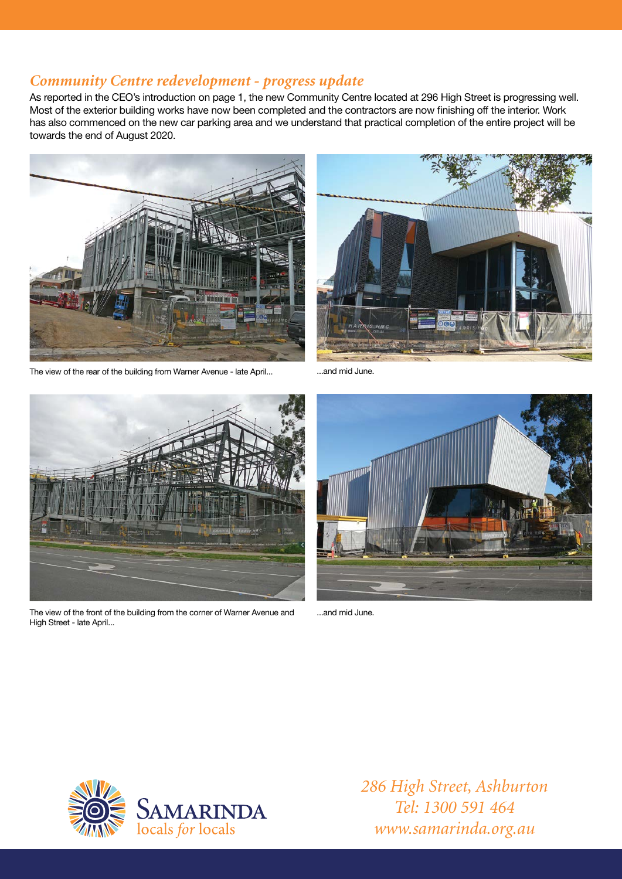## *Community Centre redevelopment - progress update*

As reported in the CEO's introduction on page 1, the new Community Centre located at 296 High Street is progressing well. Most of the exterior building works have now been completed and the contractors are now finishing off the interior. Work has also commenced on the new car parking area and we understand that practical completion of the entire project will be towards the end of August 2020.

The view of the rear of the building from Warner Avenue - late April...

...and mid June.

The view of the front of the building from the corner of Warner Avenue and High Street - late April...

...and mid June.

SAMARINDA
locals *for* locals

*286 High Street, Ashburton*
*Tel: 1300 591 464*
*www.samarinda.org.au*